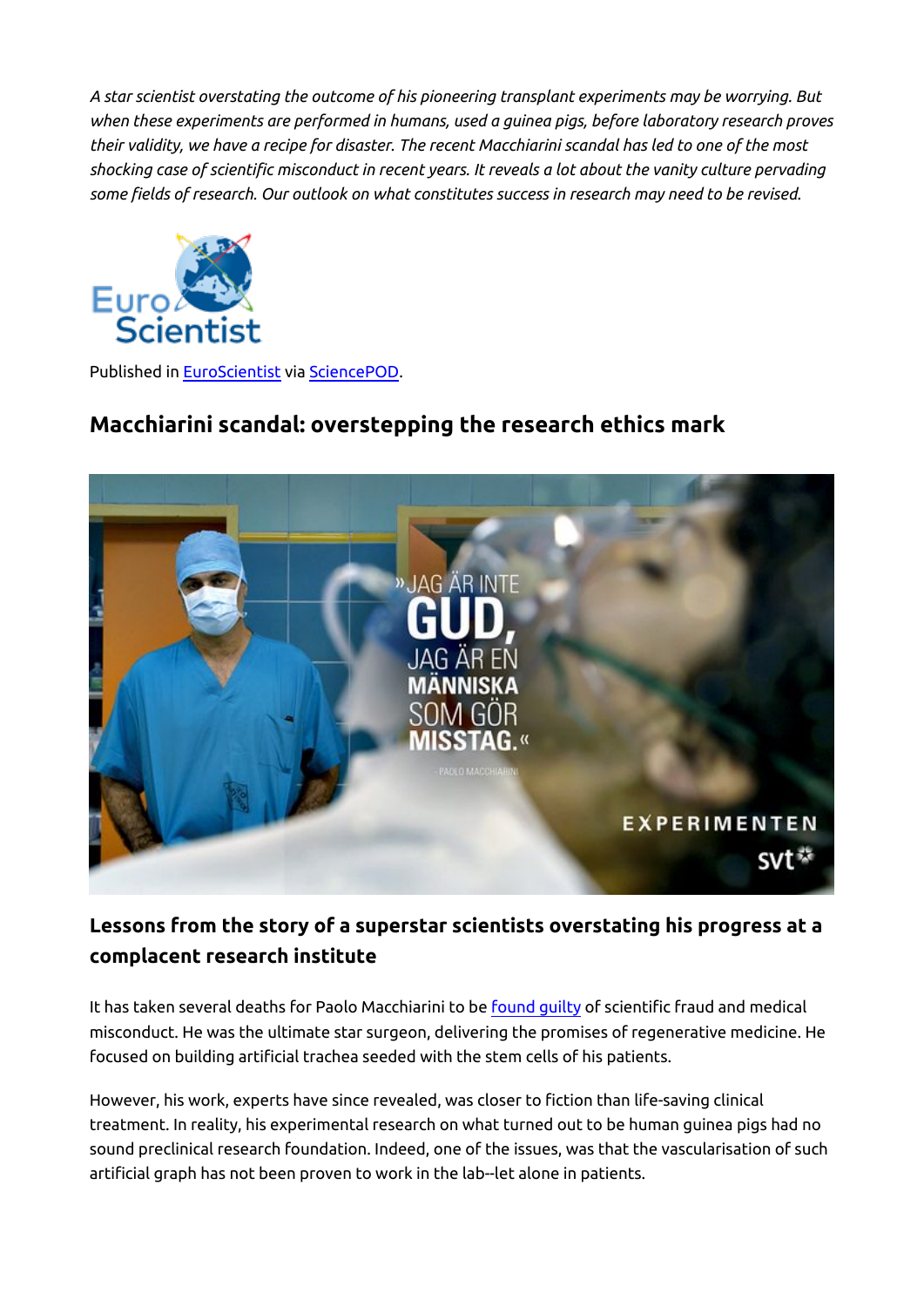*A star scientist overstating the outcome of his pioneering transplant experiments may be worrying. But when these experiments are performed in humans, used a guinea pigs, before laboratory research proves their validity, we have a recipe for disaster. The recent Macchiarini scandal has led to one of the most shocking case of scientific misconduct in recent years. It reveals a lot about the vanity culture pervading some fields of research. Our outlook on what constitutes success in research may need to be revised.*

Published in EuroScientist via SciencePOD.

## Macchiarini scandal: overstepping the research ethics mark

### Lessons from the story of a superstar scientists overstating his progress at a complacent research institute

It has taken several deaths for Paolo Macchiarini to be found guilty of scientific fraud and medical misconduct. He was the ultimate star surgeon, delivering the promises of regenerative medicine. He focused on building artificial trachea seeded with the stem cells of his patients.

However, his work, experts have since revealed, was closer to fiction than life-saving clinical treatment. In reality, his experimental research on what turned out to be human guinea pigs had no sound preclinical research foundation. Indeed, one of the issues, was that the vascularisation of such artificial graph has not been proven to work in the lab--let alone in patients.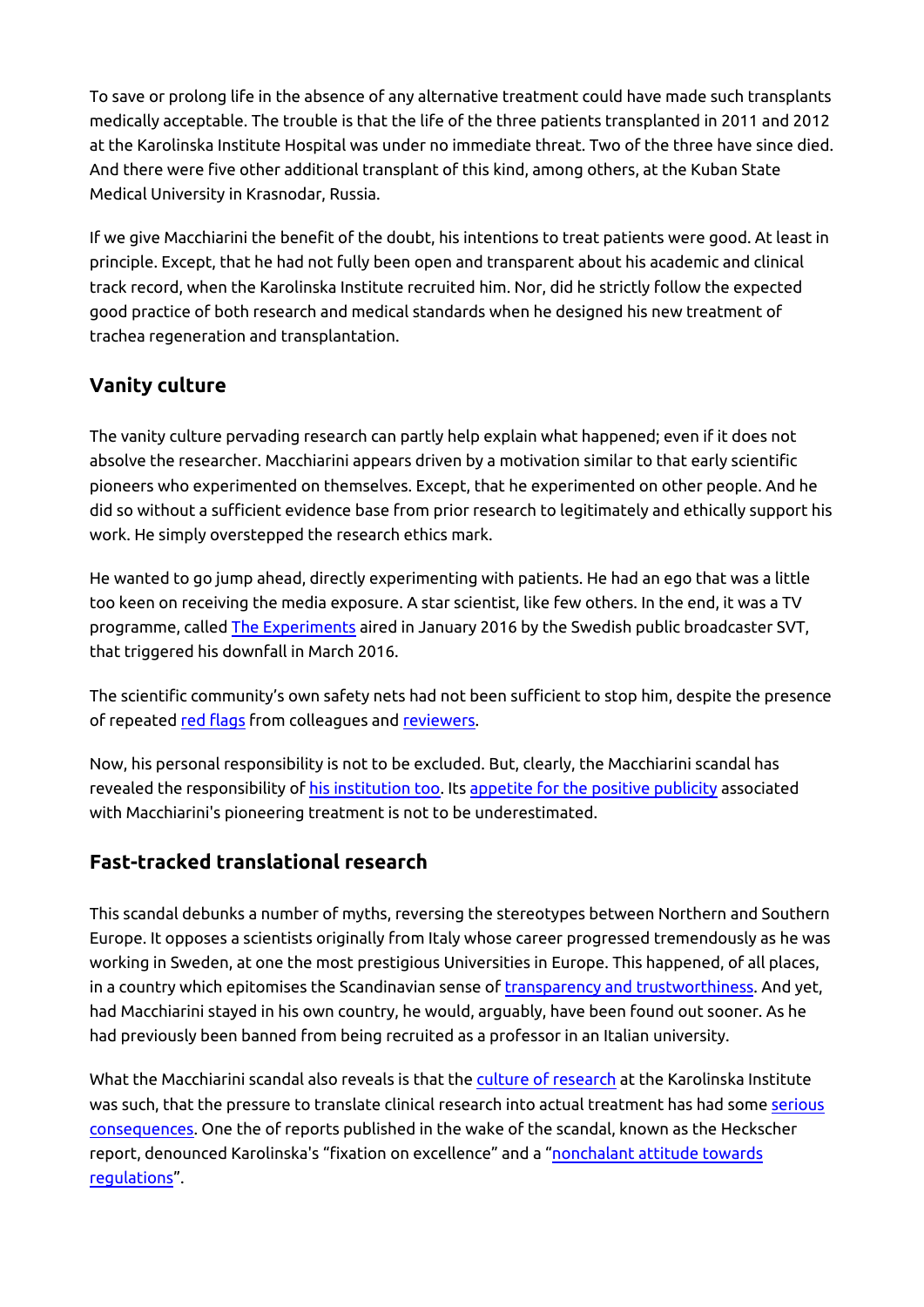To save or prolong life in the absence of any alternative treatment could have made such transplants medically acceptable. The trouble is that the life of the three patients transplanted in 2011 and 2012 at the Karolinska Institute Hospital was under no immediate threat. Two of the three have since died. And there were five other additional transplant of this kind, among others, at the Kuban State Medical University in Krasnodar, Russia.

If we give Macchiarini the benefit of the doubt, his intentions to treat patients were good. At least in principle. Except, that he had not fully been open and transparent about his academic and clinical track record, when the Karolinska Institute recruited him. Nor, did he strictly follow the expected good practice of both research and medical standards when he designed his new treatment of trachea regeneration and transplantation.

## Vanity culture

The vanity culture pervading research can partly help explain what happened; even if it does not absolve the researcher. Macchiarini appears driven by a motivation similar to that early scientific pioneers who experimented on themselves. Except, that he experimented on other people. And he did so without a sufficient evidence base from prior research to legitimately and ethically support his work. He simply overstepped the research ethics mark.

He wanted to go jump ahead, directly experimenting with patients. He had an ego that was a little too keen on receiving the media exposure. A star scientist, like few others. In the end, it was a TV programme, called The Experiments aired in January 2016 by the Swedish public broadcaster SVT, that triggered his downfall in March 2016.

The scientific community's own safety nets had not been sufficient to stop him, despite the presence of repeated red flags from colleagues and reviewers.

Now, his personal responsibility is not to be excluded. But, clearly, the Macchiarini scandal has revealed the responsibility of his institution too. Its appetite for the positive publicity associated with Macchiarini's pioneering treatment is not to be underestimated.

## Fast-tracked translational research

This scandal debunks a number of myths, reversing the stereotypes between Northern and Southern Europe. It opposes a scientists originally from Italy whose career progressed tremendously as he was working in Sweden, at one the most prestigious Universities in Europe. This happened, of all places, in a country which epitomises the Scandinavian sense of transparency and trustworthiness. And yet, had Macchiarini stayed in his own country, he would, arguably, have been found out sooner. As he had previously been banned from being recruited as a professor in an Italian university.

What the Macchiarini scandal also reveals is that the culture of research at the Karolinska Institute was such, that the pressure to translate clinical research into actual treatment has had some serious consequences. One the of reports published in the wake of the scandal, known as the Heckscher report, denounced Karolinska's "fixation on excellence" and a "nonchalant attitude towards regulations".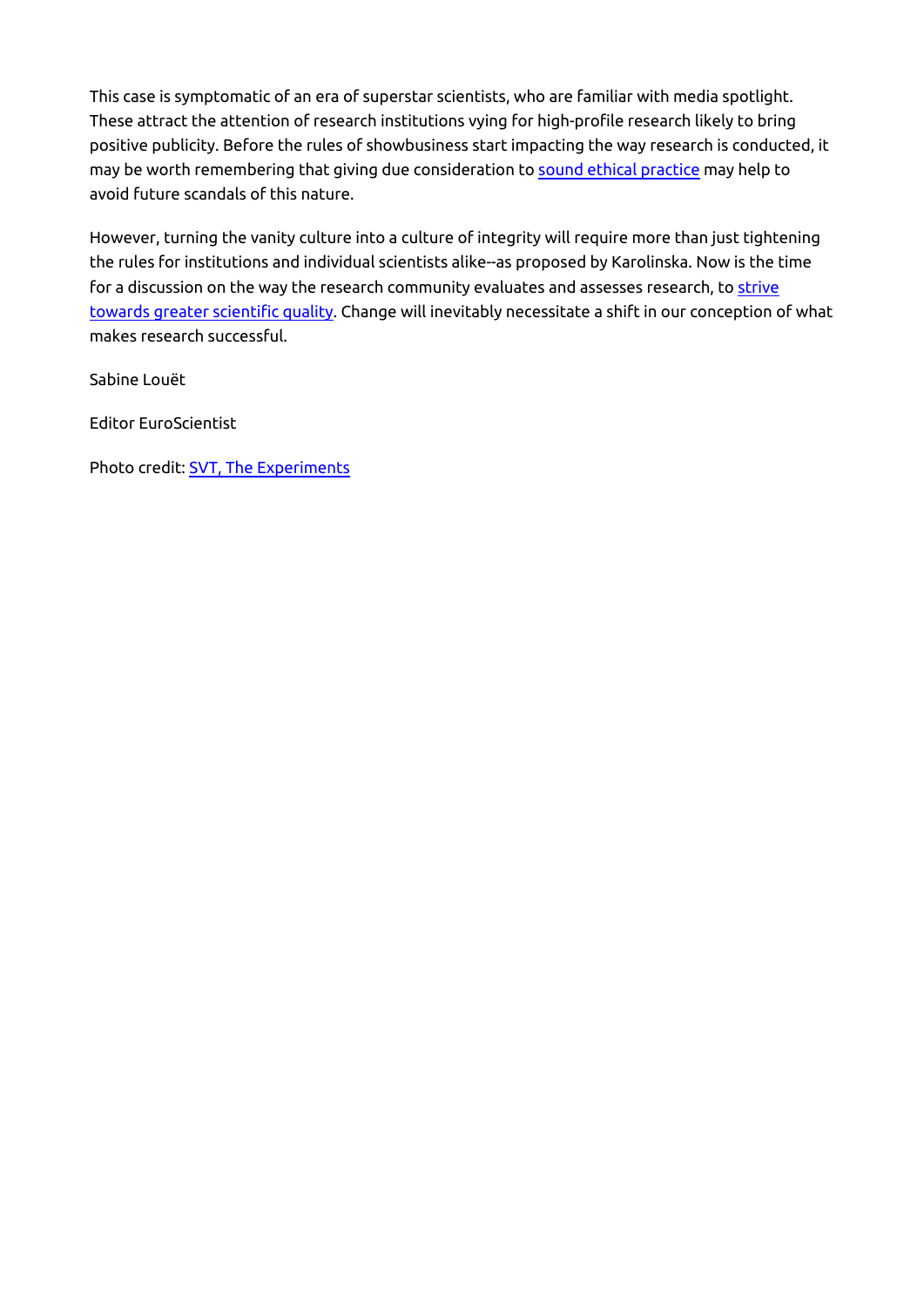This case is symptomatic of an era of superstar scientists, who are familiar with media spotlight. These attract the attention of research institutions vying for high-profile research likely to bring positive publicity. Before the rules of showbusiness start impacting the way research is conducted, it may be worth remembering that giving due consideration to sound ethical practice may help to avoid future scandals of this nature.

However, turning the vanity culture into a culture of integrity will require more than just tightening the rules for institutions and individual scientists alike--as proposed by Karolinska. Now is the time for a discussion on the way the research community evaluates and assesses research, to strive towards greater scientific quality. Change will inevitably necessitate a shift in our conception of what makes research successful.

Sabine Louët

Editor EuroScientist

Photo credit: SVT, The Experiments